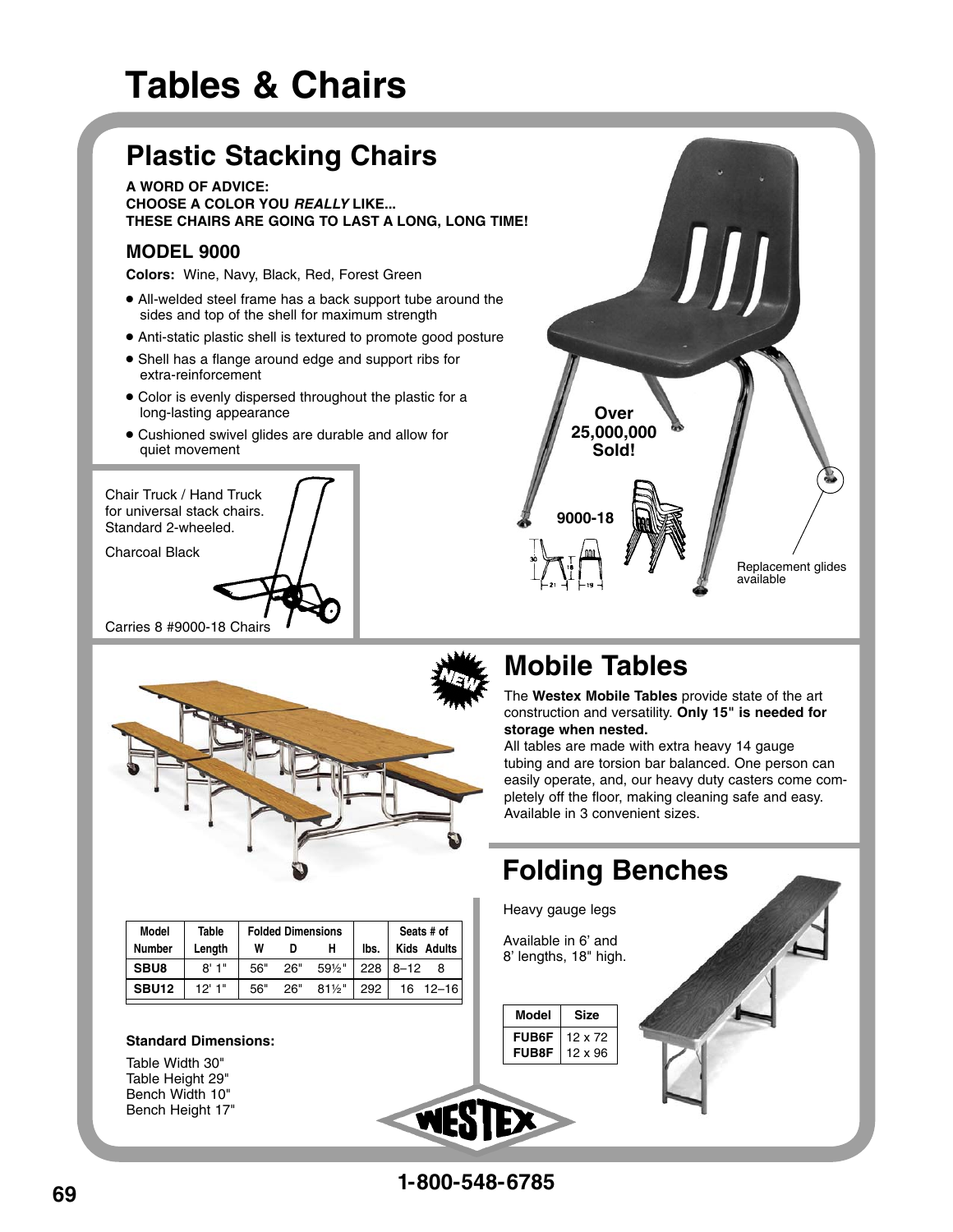# Tables & Chairs

## Plastic Stacking Chairs

**A WORD OF ADVICE:**
**CHOOSE A COLOR YOU *REALLY* LIKE...**
**THESE CHAIRS ARE GOING TO LAST A LONG, LONG TIME!**

### MODEL 9000

**Colors:** Wine, Navy, Black, Red, Forest Green

- All-welded steel frame has a back support tube around the sides and top of the shell for maximum strength
- Anti-static plastic shell is textured to promote good posture
- Shell has a flange around edge and support ribs for extra-reinforcement
- Color is evenly dispersed throughout the plastic for a long-lasting appearance
- Cushioned swivel glides are durable and allow for quiet movement

**Over 25,000,000 Sold!**

9000-18

Replacement glides available

Chair Truck / Hand Truck for universal stack chairs. Standard 2-wheeled.

Charcoal Black

Carries 8 #9000-18 Chairs

## Mobile Tables

NEW

The **Westex Mobile Tables** provide state of the art construction and versatility. **Only 15" is needed for storage when nested.**
All tables are made with extra heavy 14 gauge tubing and are torsion bar balanced. One person can easily operate, and, our heavy duty casters come completely off the floor, making cleaning safe and easy. Available in 3 convenient sizes.

| Model Number | Table Length | Folded Dimensions W | D | H | lbs. | Seats # of Kids | Adults |
|---|---|---|---|---|---|---|---|
| SBU8 | 8' 1" | 56" | 26" | 59½" | 228 | 8–12 | 8 |
| SBU12 | 12' 1" | 56" | 26" | 81½" | 292 | 16 | 12–16 |

**Standard Dimensions:**

Table Width 30"
Table Height 29"
Bench Width 10"
Bench Height 17"

## Folding Benches

Heavy gauge legs

Available in 6' and 8' lengths, 18" high.

| Model | Size |
|---|---|
| FUB6F | 12 x 72 |
| FUB8F | 12 x 96 |

WESTEX

1-800-548-6785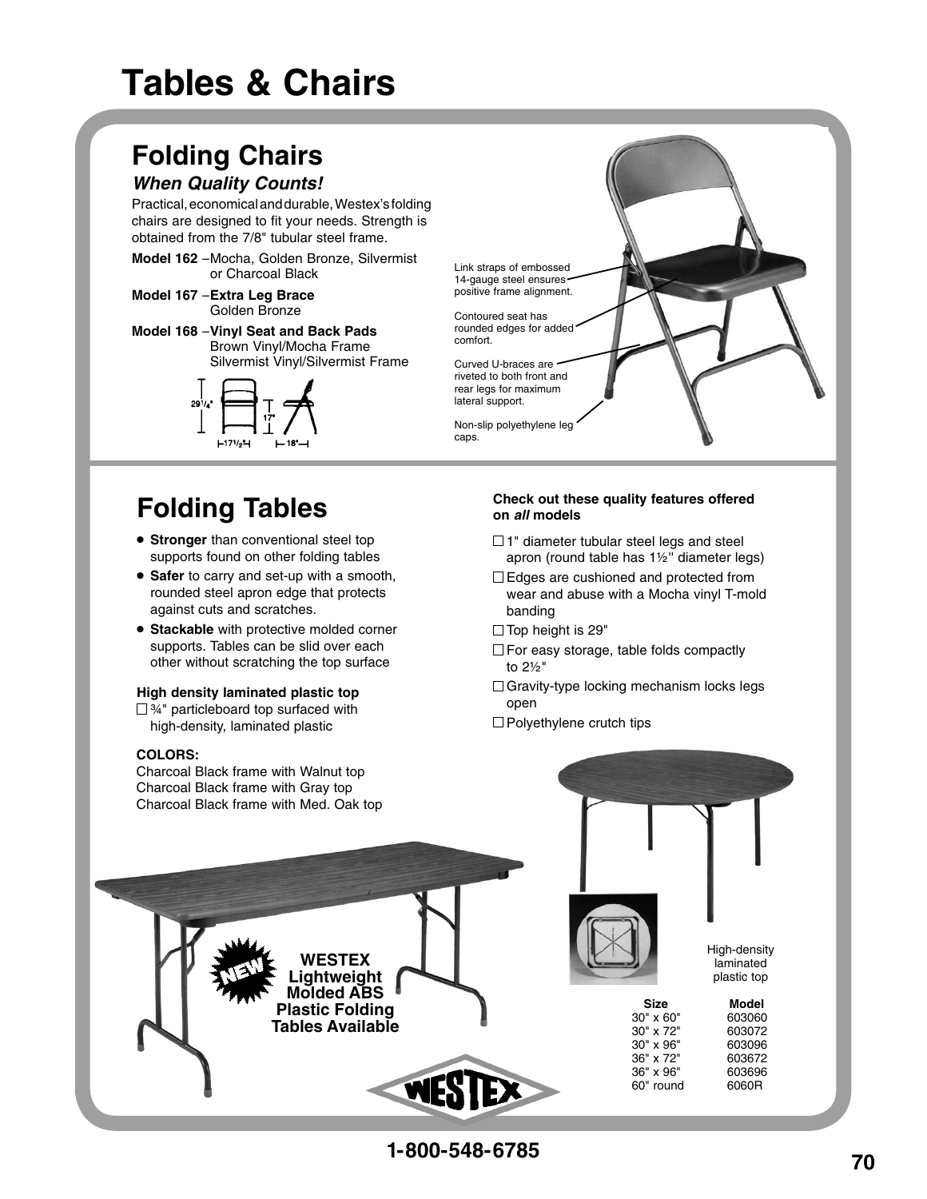# Tables & Chairs

## Folding Chairs

### *When Quality Counts!*

Practical, economical and durable, Westex's folding chairs are designed to fit your needs. Strength is obtained from the 7/8" tubular steel frame.

**Model 162** – Mocha, Golden Bronze, Silvermist or Charcoal Black

**Model 167** – **Extra Leg Brace** Golden Bronze

**Model 168** – **Vinyl Seat and Back Pads** Brown Vinyl/Mocha Frame Silvermist Vinyl/Silvermist Frame

29¼"
17"
17½"
18"

Link straps of embossed 14-gauge steel ensures positive frame alignment.

Contoured seat has rounded edges for added comfort.

Curved U-braces are riveted to both front and rear legs for maximum lateral support.

Non-slip polyethylene leg caps.

## Folding Tables

- **Stronger** than conventional steel top supports found on other folding tables
- **Safer** to carry and set-up with a smooth, rounded steel apron edge that protects against cuts and scratches.
- **Stackable** with protective molded corner supports. Tables can be slid over each other without scratching the top surface

**High density laminated plastic top**

- ☐ ¾" particleboard top surfaced with high-density, laminated plastic

**COLORS:**

Charcoal Black frame with Walnut top
Charcoal Black frame with Gray top
Charcoal Black frame with Med. Oak top

**Check out these quality features offered on *all* models**

- ☐ 1" diameter tubular steel legs and steel apron (round table has 1½" diameter legs)
- ☐ Edges are cushioned and protected from wear and abuse with a Mocha vinyl T-mold banding
- ☐ Top height is 29"
- ☐ For easy storage, table folds compactly to 2½"
- ☐ Gravity-type locking mechanism locks legs open
- ☐ Polyethylene crutch tips

NEW

**WESTEX Lightweight Molded ABS Plastic Folding Tables Available**

High-density laminated plastic top

| Size | Model |
|---|---|
| 30" x 60" | 603060 |
| 30" x 72" | 603072 |
| 30" x 96" | 603096 |
| 36" x 72" | 603672 |
| 36" x 96" | 603696 |
| 60" round | 6060R |

WESTEX

1-800-548-6785